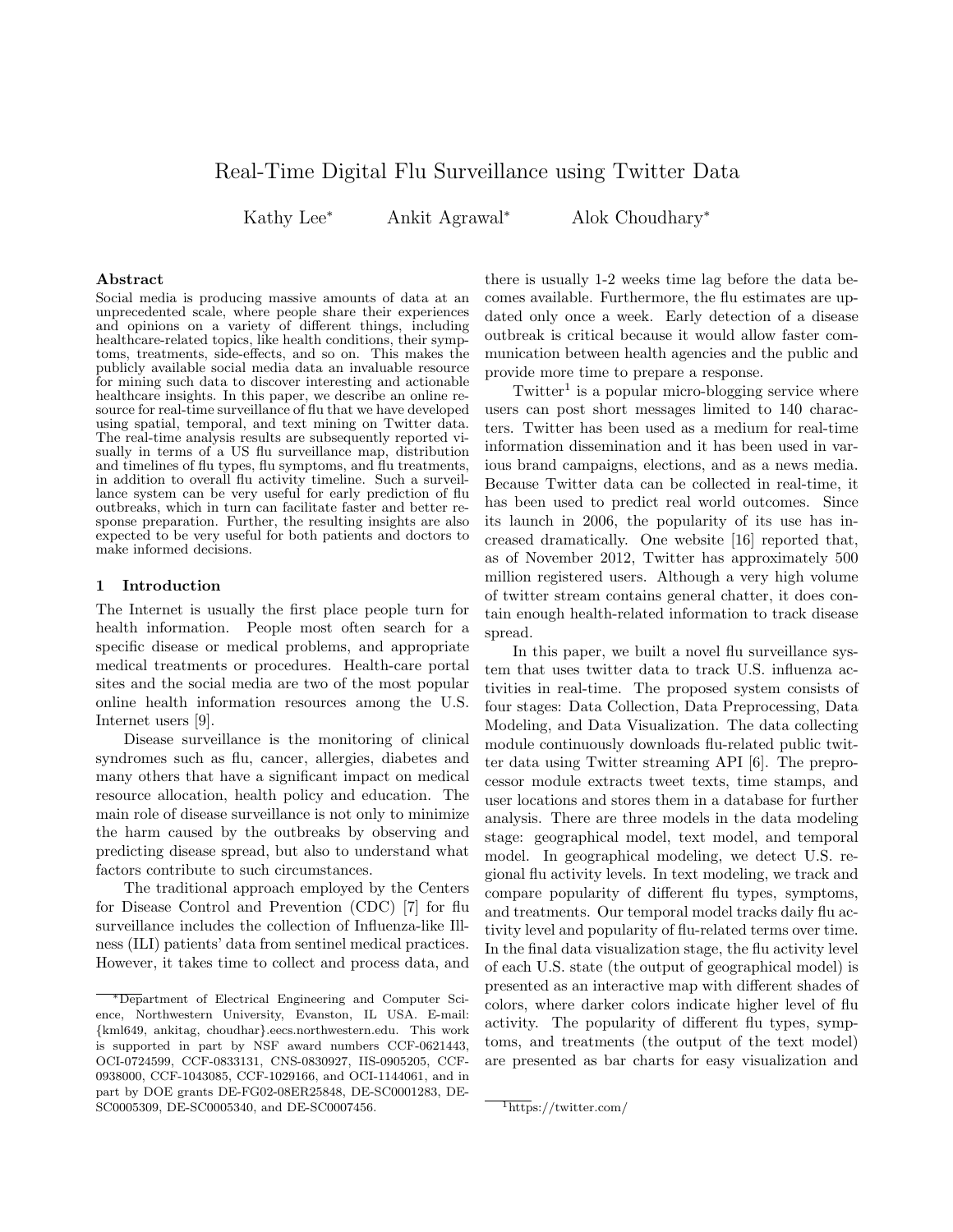# Real-Time Digital Flu Surveillance using Twitter Data

Kathy Lee* Ankit Agrawal* Alok Choudhary*

### Abstract

Social media is producing massive amounts of data at an unprecedented scale, where people share their experiences and opinions on a variety of different things, including healthcare-related topics, like health conditions, their symptoms, treatments, side-effects, and so on. This makes the publicly available social media data an invaluable resource for mining such data to discover interesting and actionable healthcare insights. In this paper, we describe an online resource for real-time surveillance of flu that we have developed using spatial, temporal, and text mining on Twitter data. The real-time analysis results are subsequently reported visually in terms of a US flu surveillance map, distribution and timelines of flu types, flu symptoms, and flu treatments, in addition to overall flu activity timeline. Such a surveillance system can be very useful for early prediction of flu outbreaks, which in turn can facilitate faster and better response preparation. Further, the resulting insights are also expected to be very useful for both patients and doctors to make informed decisions.

## 1 Introduction

The Internet is usually the first place people turn for health information. People most often search for a specific disease or medical problems, and appropriate medical treatments or procedures. Health-care portal sites and the social media are two of the most popular online health information resources among the U.S. Internet users [9].

Disease surveillance is the monitoring of clinical syndromes such as flu, cancer, allergies, diabetes and many others that have a significant impact on medical resource allocation, health policy and education. The main role of disease surveillance is not only to minimize the harm caused by the outbreaks by observing and predicting disease spread, but also to understand what factors contribute to such circumstances.

The traditional approach employed by the Centers for Disease Control and Prevention (CDC) [7] for flu surveillance includes the collection of Influenza-like Illness (ILI) patients' data from sentinel medical practices. However, it takes time to collect and process data, and there is usually 1-2 weeks time lag before the data becomes available. Furthermore, the flu estimates are updated only once a week. Early detection of a disease outbreak is critical because it would allow faster communication between health agencies and the public and provide more time to prepare a response.

Twitter[1] is a popular micro-blogging service where users can post short messages limited to 140 characters. Twitter has been used as a medium for real-time information dissemination and it has been used in various brand campaigns, elections, and as a news media. Because Twitter data can be collected in real-time, it has been used to predict real world outcomes. Since its launch in 2006, the popularity of its use has increased dramatically. One website [16] reported that, as of November 2012, Twitter has approximately 500 million registered users. Although a very high volume of twitter stream contains general chatter, it does contain enough health-related information to track disease spread.

In this paper, we built a novel flu surveillance system that uses twitter data to track U.S. influenza activities in real-time. The proposed system consists of four stages: Data Collection, Data Preprocessing, Data Modeling, and Data Visualization. The data collecting module continuously downloads flu-related public twitter data using Twitter streaming API [6]. The preprocessor module extracts tweet texts, time stamps, and user locations and stores them in a database for further analysis. There are three models in the data modeling stage: geographical model, text model, and temporal model. In geographical modeling, we detect U.S. regional flu activity levels. In text modeling, we track and compare popularity of different flu types, symptoms, and treatments. Our temporal model tracks daily flu activity level and popularity of flu-related terms over time. In the final data visualization stage, the flu activity level of each U.S. state (the output of geographical model) is presented as an interactive map with different shades of colors, where darker colors indicate higher level of flu activity. The popularity of different flu types, symptoms, and treatments (the output of the text model) are presented as bar charts for easy visualization and

---

*Department of Electrical Engineering and Computer Science, Northwestern University, Evanston, IL USA. E-mail: {kml649, ankitag, choudhar}.eecs.northwestern.edu. This work is supported in part by NSF award numbers CCF-0621443, OCI-0724599, CCF-0833131, CNS-0830927, IIS-0905205, CCF-0938000, CCF-1043085, CCF-1029166, and OCI-1144061, and in part by DOE grants DE-FG02-08ER25848, DE-SC0001283, DE-SC0005309, DE-SC0005340, and DE-SC0007456.

[1] https://twitter.com/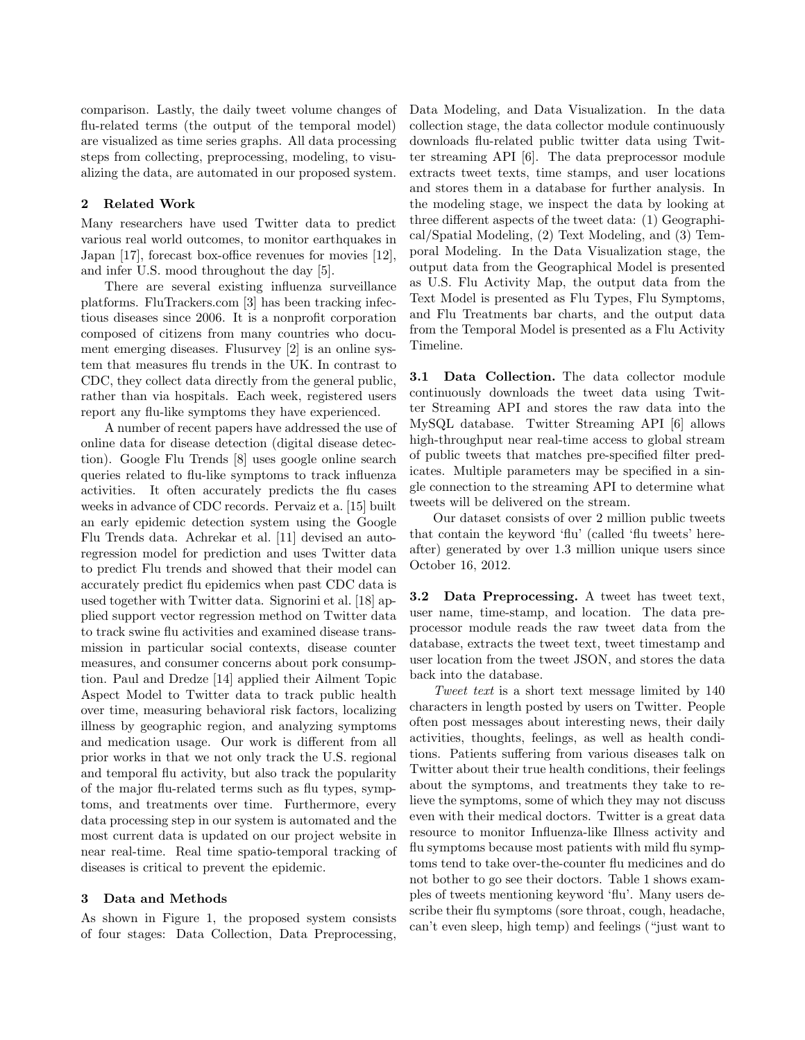comparison. Lastly, the daily tweet volume changes of flu-related terms (the output of the temporal model) are visualized as time series graphs. All data processing steps from collecting, preprocessing, modeling, to visualizing the data, are automated in our proposed system.

## 2 Related Work

Many researchers have used Twitter data to predict various real world outcomes, to monitor earthquakes in Japan [17], forecast box-office revenues for movies [12], and infer U.S. mood throughout the day [5].

There are several existing influenza surveillance platforms. FluTrackers.com [3] has been tracking infectious diseases since 2006. It is a nonprofit corporation composed of citizens from many countries who document emerging diseases. Flusurvey [2] is an online system that measures flu trends in the UK. In contrast to CDC, they collect data directly from the general public, rather than via hospitals. Each week, registered users report any flu-like symptoms they have experienced.

A number of recent papers have addressed the use of online data for disease detection (digital disease detection). Google Flu Trends [8] uses google online search queries related to flu-like symptoms to track influenza activities. It often accurately predicts the flu cases weeks in advance of CDC records. Pervaiz et a. [15] built an early epidemic detection system using the Google Flu Trends data. Achrekar et al. [11] devised an auto-regression model for prediction and uses Twitter data to predict Flu trends and showed that their model can accurately predict flu epidemics when past CDC data is used together with Twitter data. Signorini et al. [18] applied support vector regression method on Twitter data to track swine flu activities and examined disease transmission in particular social contexts, disease counter measures, and consumer concerns about pork consumption. Paul and Dredze [14] applied their Ailment Topic Aspect Model to Twitter data to track public health over time, measuring behavioral risk factors, localizing illness by geographic region, and analyzing symptoms and medication usage. Our work is different from all prior works in that we not only track the U.S. regional and temporal flu activity, but also track the popularity of the major flu-related terms such as flu types, symptoms, and treatments over time. Furthermore, every data processing step in our system is automated and the most current data is updated on our project website in near real-time. Real time spatio-temporal tracking of diseases is critical to prevent the epidemic.

## 3 Data and Methods

As shown in Figure 1, the proposed system consists of four stages: Data Collection, Data Preprocessing, Data Modeling, and Data Visualization. In the data collection stage, the data collector module continuously downloads flu-related public twitter data using Twitter streaming API [6]. The data preprocessor module extracts tweet texts, time stamps, and user locations and stores them in a database for further analysis. In the modeling stage, we inspect the data by looking at three different aspects of the tweet data: (1) Geographical/Spatial Modeling, (2) Text Modeling, and (3) Temporal Modeling. In the Data Visualization stage, the output data from the Geographical Model is presented as U.S. Flu Activity Map, the output data from the Text Model is presented as Flu Types, Flu Symptoms, and Flu Treatments bar charts, and the output data from the Temporal Model is presented as a Flu Activity Timeline.

**3.1 Data Collection.** The data collector module continuously downloads the tweet data using Twitter Streaming API and stores the raw data into the MySQL database. Twitter Streaming API [6] allows high-throughput near real-time access to global stream of public tweets that matches pre-specified filter predicates. Multiple parameters may be specified in a single connection to the streaming API to determine what tweets will be delivered on the stream.

Our dataset consists of over 2 million public tweets that contain the keyword 'flu' (called 'flu tweets' hereafter) generated by over 1.3 million unique users since October 16, 2012.

**3.2 Data Preprocessing.** A tweet has tweet text, user name, time-stamp, and location. The data preprocessor module reads the raw tweet data from the database, extracts the tweet text, tweet timestamp and user location from the tweet JSON, and stores the data back into the database.

*Tweet text* is a short text message limited by 140 characters in length posted by users on Twitter. People often post messages about interesting news, their daily activities, thoughts, feelings, as well as health conditions. Patients suffering from various diseases talk on Twitter about their true health conditions, their feelings about the symptoms, and treatments they take to relieve the symptoms, some of which they may not discuss even with their medical doctors. Twitter is a great data resource to monitor Influenza-like Illness activity and flu symptoms because most patients with mild flu symptoms tend to take over-the-counter flu medicines and do not bother to go see their doctors. Table 1 shows examples of tweets mentioning keyword 'flu'. Many users describe their flu symptoms (sore throat, cough, headache, can't even sleep, high temp) and feelings ("just want to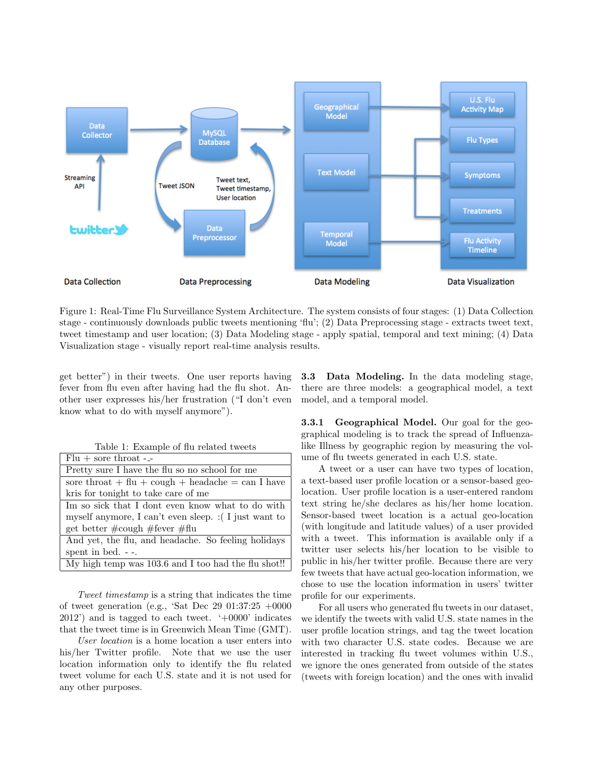Figure 1: Real-Time Flu Surveillance System Architecture. The system consists of four stages: (1) Data Collection stage - continuously downloads public tweets mentioning 'flu'; (2) Data Preprocessing stage - extracts tweet text, tweet timestamp and user location; (3) Data Modeling stage - apply spatial, temporal and text mining; (4) Data Visualization stage - visually report real-time analysis results.

get better") in their tweets. One user reports having fever from flu even after having had the flu shot. Another user expresses his/her frustration ("I don't even know what to do with myself anymore").

Table 1: Example of flu related tweets

| |
|---|
| Flu + sore throat -\_- |
| Pretty sure I have the flu so no school for me |
| sore throat + flu + cough + headache = can I have kris for tonight to take care of me |
| Im so sick that I dont even know what to do with myself anymore, I can't even sleep. :( I just want to get better #cough #fever #flu |
| And yet, the flu, and headache. So feeling holidays spent in bed. - -. |
| My high temp was 103.6 and I too had the flu shot!! |

*Tweet timestamp* is a string that indicates the time of tweet generation (e.g., 'Sat Dec 29 01:37:25 +0000 2012') and is tagged to each tweet. '+0000' indicates that the tweet time is in Greenwich Mean Time (GMT).

*User location* is a home location a user enters into his/her Twitter profile. Note that we use the user location information only to identify the flu related tweet volume for each U.S. state and it is not used for any other purposes.

### 3.3 Data Modeling.

In the data modeling stage, there are three models: a geographical model, a text model, and a temporal model.

#### 3.3.1 Geographical Model.

Our goal for the geographical modeling is to track the spread of Influenza-like Illness by geographic region by measuring the volume of flu tweets generated in each U.S. state.

A tweet or a user can have two types of location, a text-based user profile location or a sensor-based geo-location. User profile location is a user-entered random text string he/she declares as his/her home location. Sensor-based tweet location is a actual geo-location (with longitude and latitude values) of a user provided with a tweet. This information is available only if a twitter user selects his/her location to be visible to public in his/her twitter profile. Because there are very few tweets that have actual geo-location information, we chose to use the location information in users' twitter profile for our experiments.

For all users who generated flu tweets in our dataset, we identify the tweets with valid U.S. state names in the user profile location strings, and tag the tweet location with two character U.S. state codes. Because we are interested in tracking flu tweet volumes within U.S., we ignore the ones generated from outside of the states (tweets with foreign location) and the ones with invalid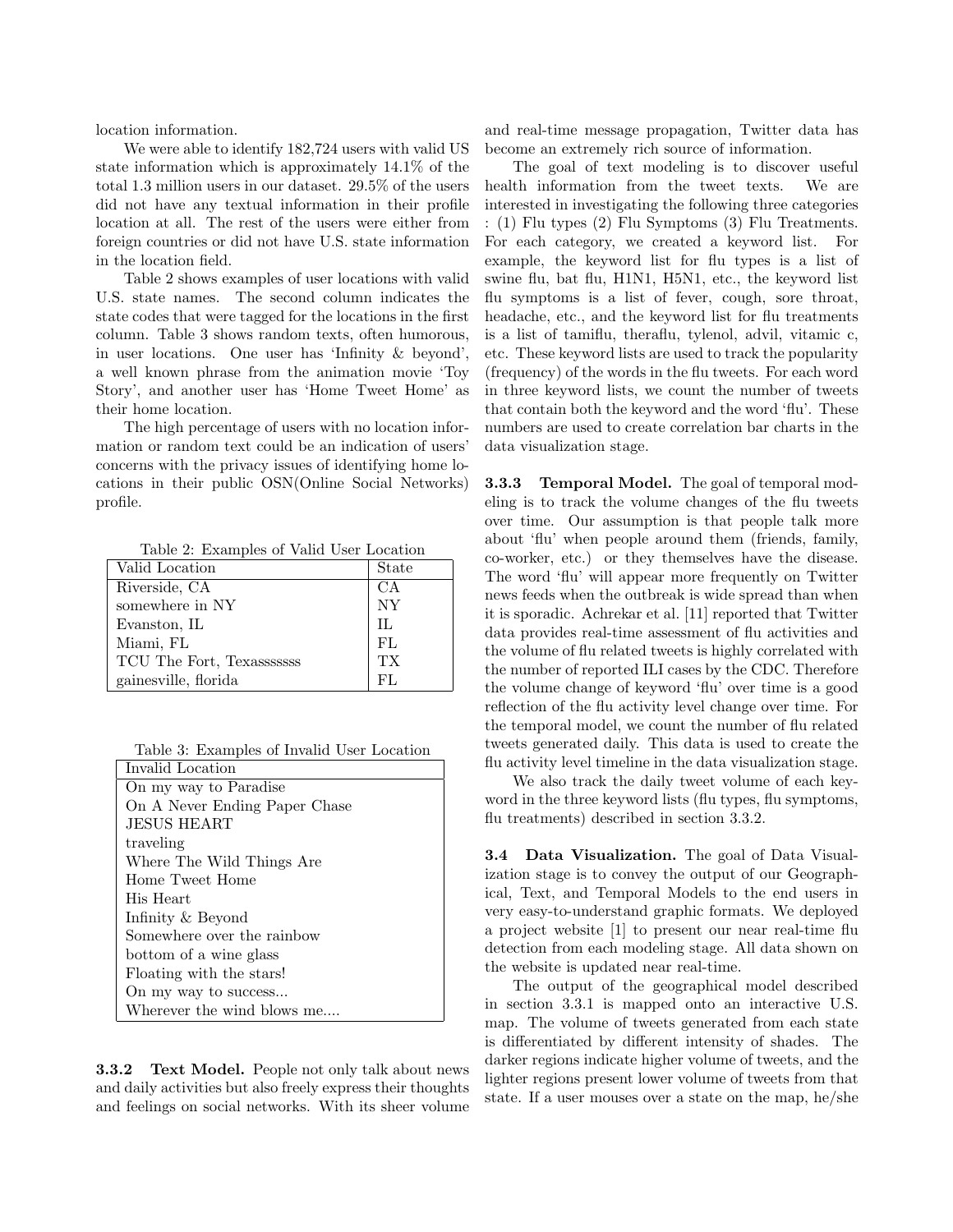location information.

We were able to identify 182,724 users with valid US state information which is approximately 14.1% of the total 1.3 million users in our dataset. 29.5% of the users did not have any textual information in their profile location at all. The rest of the users were either from foreign countries or did not have U.S. state information in the location field.

Table 2 shows examples of user locations with valid U.S. state names. The second column indicates the state codes that were tagged for the locations in the first column. Table 3 shows random texts, often humorous, in user locations. One user has 'Infinity & beyond', a well known phrase from the animation movie 'Toy Story', and another user has 'Home Tweet Home' as their home location.

The high percentage of users with no location information or random text could be an indication of users' concerns with the privacy issues of identifying home locations in their public OSN(Online Social Networks) profile.

Table 2: Examples of Valid User Location

| Valid Location | State |
|---|---|
| Riverside, CA | CA |
| somewhere in NY | NY |
| Evanston, IL | IL |
| Miami, FL | FL |
| TCU The Fort, Texassssss | TX |
| gainesville, florida | FL |

Table 3: Examples of Invalid User Location

| Invalid Location |
|---|
| On my way to Paradise |
| On A Never Ending Paper Chase |
| JESUS HEART |
| traveling |
| Where The Wild Things Are |
| Home Tweet Home |
| His Heart |
| Infinity & Beyond |
| Somewhere over the rainbow |
| bottom of a wine glass |
| Floating with the stars! |
| On my way to success... |
| Wherever the wind blows me.... |

**3.3.2 Text Model.** People not only talk about news and daily activities but also freely express their thoughts and feelings on social networks. With its sheer volume and real-time message propagation, Twitter data has become an extremely rich source of information.

The goal of text modeling is to discover useful health information from the tweet texts. We are interested in investigating the following three categories : (1) Flu types (2) Flu Symptoms (3) Flu Treatments. For each category, we created a keyword list. For example, the keyword list for flu types is a list of swine flu, bat flu, H1N1, H5N1, etc., the keyword list flu symptoms is a list of fever, cough, sore throat, headache, etc., and the keyword list for flu treatments is a list of tamiflu, theraflu, tylenol, advil, vitamic c, etc. These keyword lists are used to track the popularity (frequency) of the words in the flu tweets. For each word in three keyword lists, we count the number of tweets that contain both the keyword and the word 'flu'. These numbers are used to create correlation bar charts in the data visualization stage.

**3.3.3 Temporal Model.** The goal of temporal modeling is to track the volume changes of the flu tweets over time. Our assumption is that people talk more about 'flu' when people around them (friends, family, co-worker, etc.) or they themselves have the disease. The word 'flu' will appear more frequently on Twitter news feeds when the outbreak is wide spread than when it is sporadic. Achrekar et al. [11] reported that Twitter data provides real-time assessment of flu activities and the volume of flu related tweets is highly correlated with the number of reported ILI cases by the CDC. Therefore the volume change of keyword 'flu' over time is a good reflection of the flu activity level change over time. For the temporal model, we count the number of flu related tweets generated daily. This data is used to create the flu activity level timeline in the data visualization stage.

We also track the daily tweet volume of each keyword in the three keyword lists (flu types, flu symptoms, flu treatments) described in section 3.3.2.

**3.4 Data Visualization.** The goal of Data Visualization stage is to convey the output of our Geographical, Text, and Temporal Models to the end users in very easy-to-understand graphic formats. We deployed a project website [1] to present our near real-time flu detection from each modeling stage. All data shown on the website is updated near real-time.

The output of the geographical model described in section 3.3.1 is mapped onto an interactive U.S. map. The volume of tweets generated from each state is differentiated by different intensity of shades. The darker regions indicate higher volume of tweets, and the lighter regions present lower volume of tweets from that state. If a user mouses over a state on the map, he/she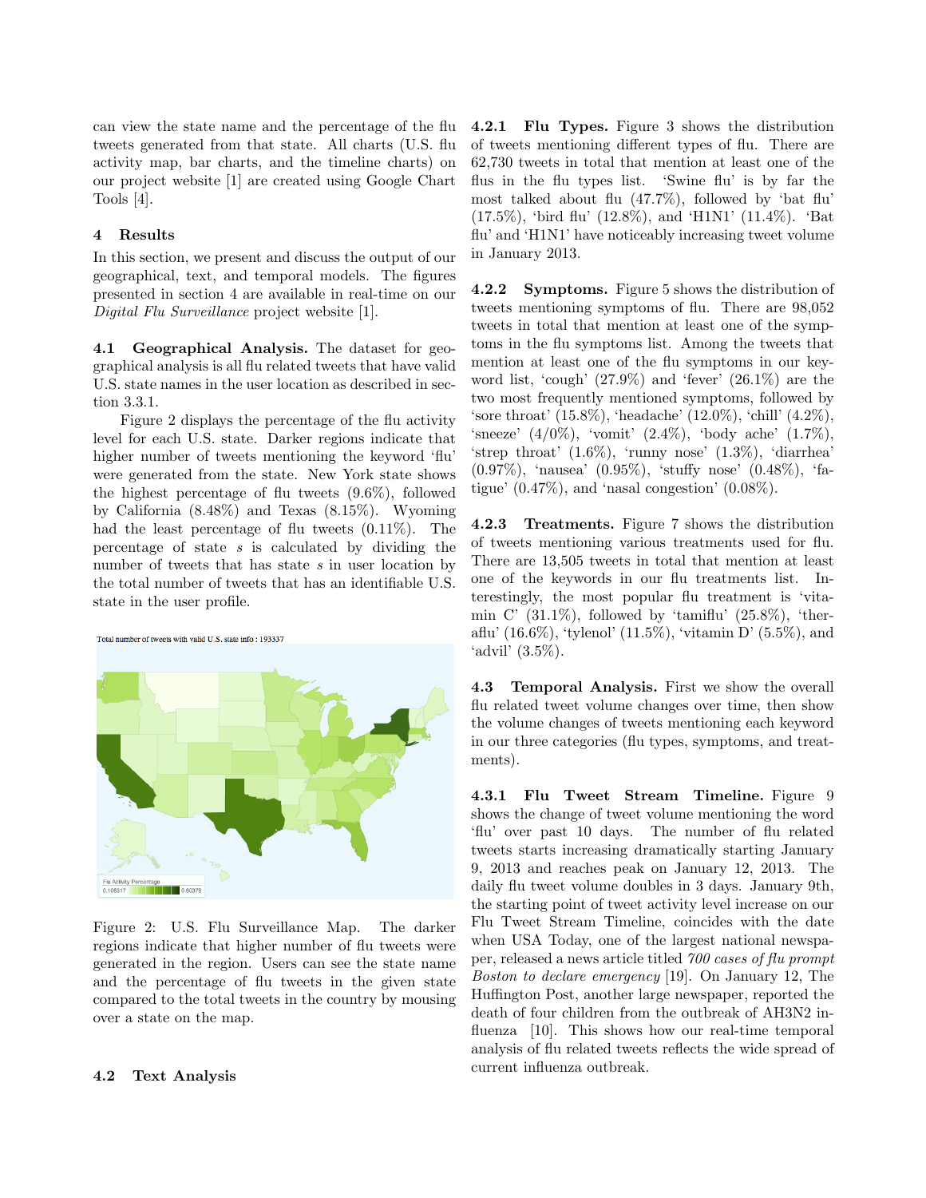can view the state name and the percentage of the flu tweets generated from that state. All charts (U.S. flu activity map, bar charts, and the timeline charts) on our project website [1] are created using Google Chart Tools [4].

## 4 Results

In this section, we present and discuss the output of our geographical, text, and temporal models. The figures presented in section 4 are available in real-time on our *Digital Flu Surveillance* project website [1].

**4.1 Geographical Analysis.** The dataset for geographical analysis is all flu related tweets that have valid U.S. state names in the user location as described in section 3.3.1.

Figure 2 displays the percentage of the flu activity level for each U.S. state. Darker regions indicate that higher number of tweets mentioning the keyword 'flu' were generated from the state. New York state shows the highest percentage of flu tweets (9.6%), followed by California (8.48%) and Texas (8.15%). Wyoming had the least percentage of flu tweets (0.11%). The percentage of state $s$ is calculated by dividing the number of tweets that has state $s$ in user location by the total number of tweets that has an identifiable U.S. state in the user profile.

Total number of tweets with valid U.S. state info : 193337

Flu Activity Percentage 0.106317 9.60378

Figure 2: U.S. Flu Surveillance Map. The darker regions indicate that higher number of flu tweets were generated in the region. Users can see the state name and the percentage of flu tweets in the given state compared to the total tweets in the country by mousing over a state on the map.

### 4.2 Text Analysis

**4.2.1 Flu Types.** Figure 3 shows the distribution of tweets mentioning different types of flu. There are 62,730 tweets in total that mention at least one of the flus in the flu types list. 'Swine flu' is by far the most talked about flu (47.7%), followed by 'bat flu' (17.5%), 'bird flu' (12.8%), and 'H1N1' (11.4%). 'Bat flu' and 'H1N1' have noticeably increasing tweet volume in January 2013.

**4.2.2 Symptoms.** Figure 5 shows the distribution of tweets mentioning symptoms of flu. There are 98,052 tweets in total that mention at least one of the symptoms in the flu symptoms list. Among the tweets that mention at least one of the flu symptoms in our keyword list, 'cough' (27.9%) and 'fever' (26.1%) are the two most frequently mentioned symptoms, followed by 'sore throat' (15.8%), 'headache' (12.0%), 'chill' (4.2%), 'sneeze' (4/0%), 'vomit' (2.4%), 'body ache' (1.7%), 'strep throat' (1.6%), 'runny nose' (1.3%), 'diarrhea' (0.97%), 'nausea' (0.95%), 'stuffy nose' (0.48%), 'fatigue' (0.47%), and 'nasal congestion' (0.08%).

**4.2.3 Treatments.** Figure 7 shows the distribution of tweets mentioning various treatments used for flu. There are 13,505 tweets in total that mention at least one of the keywords in our flu treatments list. Interestingly, the most popular flu treatment is 'vitamin C' (31.1%), followed by 'tamiflu' (25.8%), 'theraflu' (16.6%), 'tylenol' (11.5%), 'vitamin D' (5.5%), and 'advil' (3.5%).

**4.3 Temporal Analysis.** First we show the overall flu related tweet volume changes over time, then show the volume changes of tweets mentioning each keyword in our three categories (flu types, symptoms, and treatments).

**4.3.1 Flu Tweet Stream Timeline.** Figure 9 shows the change of tweet volume mentioning the word 'flu' over past 10 days. The number of flu related tweets starts increasing dramatically starting January 9, 2013 and reaches peak on January 12, 2013. The daily flu tweet volume doubles in 3 days. January 9th, the starting point of tweet activity level increase on our Flu Tweet Stream Timeline, coincides with the date when USA Today, one of the largest national newspaper, released a news article titled *700 cases of flu prompt Boston to declare emergency* [19]. On January 12, The Huffington Post, another large newspaper, reported the death of four children from the outbreak of AH3N2 influenza [10]. This shows how our real-time temporal analysis of flu related tweets reflects the wide spread of current influenza outbreak.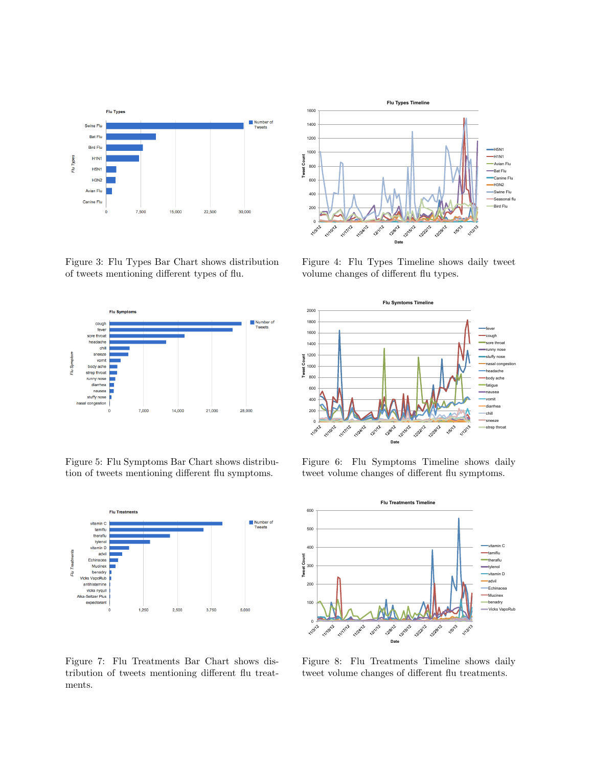Figure 3: Flu Types Bar Chart shows distribution of tweets mentioning different types of flu.

Figure 4: Flu Types Timeline shows daily tweet volume changes of different flu types.

Figure 5: Flu Symptoms Bar Chart shows distribution of tweets mentioning different flu symptoms.

Figure 6: Flu Symptoms Timeline shows daily tweet volume changes of different flu symptoms.

Figure 7: Flu Treatments Bar Chart shows distribution of tweets mentioning different flu treatments.

Figure 8: Flu Treatments Timeline shows daily tweet volume changes of different flu treatments.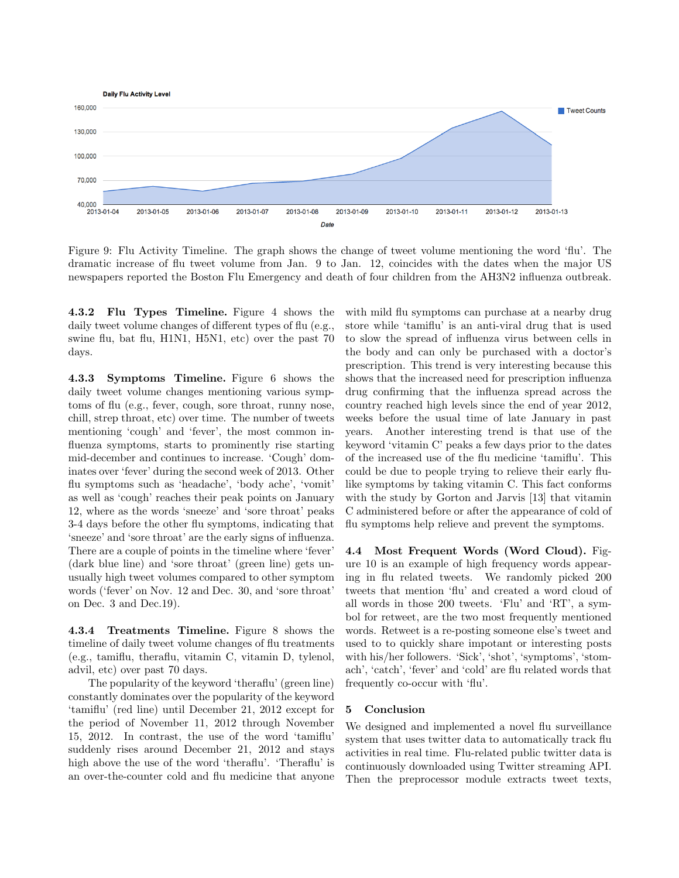Figure 9: Flu Activity Timeline. The graph shows the change of tweet volume mentioning the word 'flu'. The dramatic increase of flu tweet volume from Jan. 9 to Jan. 12, coincides with the dates when the major US newspapers reported the Boston Flu Emergency and death of four children from the AH3N2 influenza outbreak.

**4.3.2 Flu Types Timeline.** Figure 4 shows the daily tweet volume changes of different types of flu (e.g., swine flu, bat flu, H1N1, H5N1, etc) over the past 70 days.

**4.3.3 Symptoms Timeline.** Figure 6 shows the daily tweet volume changes mentioning various symptoms of flu (e.g., fever, cough, sore throat, runny nose, chill, strep throat, etc) over time. The number of tweets mentioning 'cough' and 'fever', the most common influenza symptoms, starts to prominently rise starting mid-december and continues to increase. 'Cough' dominates over 'fever' during the second week of 2013. Other flu symptoms such as 'headache', 'body ache', 'vomit' as well as 'cough' reaches their peak points on January 12, where as the words 'sneeze' and 'sore throat' peaks 3-4 days before the other flu symptoms, indicating that 'sneeze' and 'sore throat' are the early signs of influenza. There are a couple of points in the timeline where 'fever' (dark blue line) and 'sore throat' (green line) gets unusually high tweet volumes compared to other symptom words ('fever' on Nov. 12 and Dec. 30, and 'sore throat' on Dec. 3 and Dec.19).

**4.3.4 Treatments Timeline.** Figure 8 shows the timeline of daily tweet volume changes of flu treatments (e.g., tamiflu, theraflu, vitamin C, vitamin D, tylenol, advil, etc) over past 70 days.

The popularity of the keyword 'theraflu' (green line) constantly dominates over the popularity of the keyword 'tamiflu' (red line) until December 21, 2012 except for the period of November 11, 2012 through November 15, 2012. In contrast, the use of the word 'tamiflu' suddenly rises around December 21, 2012 and stays high above the use of the word 'theraflu'. 'Theraflu' is an over-the-counter cold and flu medicine that anyone with mild flu symptoms can purchase at a nearby drug store while 'tamiflu' is an anti-viral drug that is used to slow the spread of influenza virus between cells in the body and can only be purchased with a doctor's prescription. This trend is very interesting because this shows that the increased need for prescription influenza drug confirming that the influenza spread across the country reached high levels since the end of year 2012, weeks before the usual time of late January in past years. Another interesting trend is that use of the keyword 'vitamin C' peaks a few days prior to the dates of the increased use of the flu medicine 'tamiflu'. This could be due to people trying to relieve their early flu-like symptoms by taking vitamin C. This fact conforms with the study by Gorton and Jarvis [13] that vitamin C administered before or after the appearance of cold of flu symptoms help relieve and prevent the symptoms.

**4.4 Most Frequent Words (Word Cloud).** Figure 10 is an example of high frequency words appearing in flu related tweets. We randomly picked 200 tweets that mention 'flu' and created a word cloud of all words in those 200 tweets. 'Flu' and 'RT', a symbol for retweet, are the two most frequently mentioned words. Retweet is a re-posting someone else's tweet and used to to quickly share impotant or interesting posts with his/her followers. 'Sick', 'shot', 'symptoms', 'stomach', 'catch', 'fever' and 'cold' are flu related words that frequently co-occur with 'flu'.

## 5 Conclusion

We designed and implemented a novel flu surveillance system that uses twitter data to automatically track flu activities in real time. Flu-related public twitter data is continuously downloaded using Twitter streaming API. Then the preprocessor module extracts tweet texts,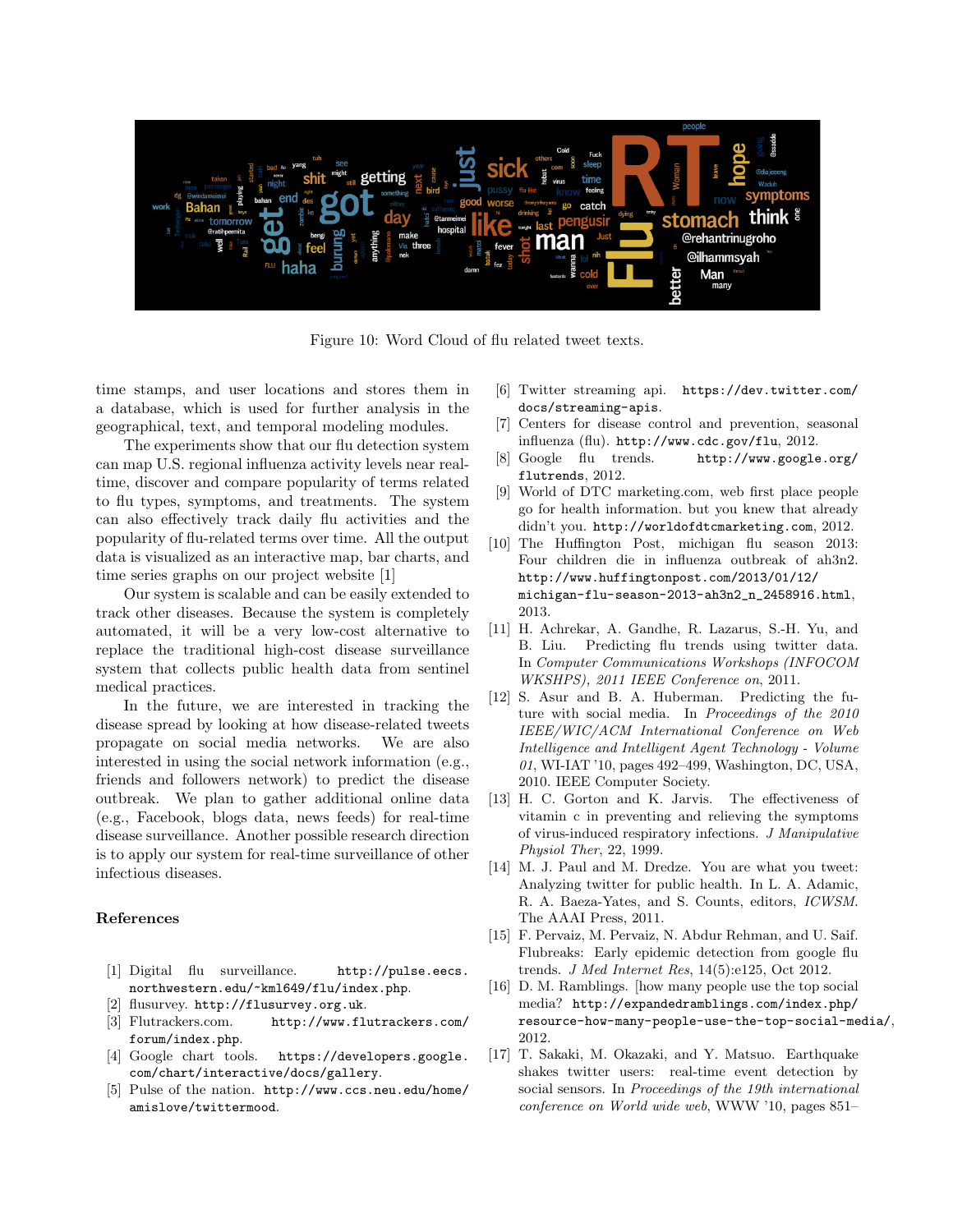Figure 10: Word Cloud of flu related tweet texts.

time stamps, and user locations and stores them in a database, which is used for further analysis in the geographical, text, and temporal modeling modules.

The experiments show that our flu detection system can map U.S. regional influenza activity levels near real-time, discover and compare popularity of terms related to flu types, symptoms, and treatments. The system can also effectively track daily flu activities and the popularity of flu-related terms over time. All the output data is visualized as an interactive map, bar charts, and time series graphs on our project website [1]

Our system is scalable and can be easily extended to track other diseases. Because the system is completely automated, it will be a very low-cost alternative to replace the traditional high-cost disease surveillance system that collects public health data from sentinel medical practices.

In the future, we are interested in tracking the disease spread by looking at how disease-related tweets propagate on social media networks. We are also interested in using the social network information (e.g., friends and followers network) to predict the disease outbreak. We plan to gather additional online data (e.g., Facebook, blogs data, news feeds) for real-time disease surveillance. Another possible research direction is to apply our system for real-time surveillance of other infectious diseases.

## References

[1] Digital flu surveillance. `http://pulse.eecs.northwestern.edu/~kml649/flu/index.php`.

[2] flusurvey. `http://flusurvey.org.uk`.

[3] Flutrackers.com. `http://www.flutrackers.com/forum/index.php`.

[4] Google chart tools. `https://developers.google.com/chart/interactive/docs/gallery`.

[5] Pulse of the nation. `http://www.ccs.neu.edu/home/amislove/twittermood`.

[6] Twitter streaming api. `https://dev.twitter.com/docs/streaming-apis`.

[7] Centers for disease control and prevention, seasonal influenza (flu). `http://www.cdc.gov/flu`, 2012.

[8] Google flu trends. `http://www.google.org/flutrends`, 2012.

[9] World of DTC marketing.com, web first place people go for health information. but you knew that already didn't you. `http://worldofdtcmarketing.com`, 2012.

[10] The Huffington Post, michigan flu season 2013: Four children die in influenza outbreak of ah3n2. `http://www.huffingtonpost.com/2013/01/12/michigan-flu-season-2013-ah3n2_n_2458916.html`, 2013.

[11] H. Achrekar, A. Gandhe, R. Lazarus, S.-H. Yu, and B. Liu. Predicting flu trends using twitter data. In *Computer Communications Workshops (INFOCOM WKSHPS), 2011 IEEE Conference on*, 2011.

[12] S. Asur and B. A. Huberman. Predicting the future with social media. In *Proceedings of the 2010 IEEE/WIC/ACM International Conference on Web Intelligence and Intelligent Agent Technology - Volume 01*, WI-IAT '10, pages 492–499, Washington, DC, USA, 2010. IEEE Computer Society.

[13] H. C. Gorton and K. Jarvis. The effectiveness of vitamin c in preventing and relieving the symptoms of virus-induced respiratory infections. *J Manipulative Physiol Ther*, 22, 1999.

[14] M. J. Paul and M. Dredze. You are what you tweet: Analyzing twitter for public health. In L. A. Adamic, R. A. Baeza-Yates, and S. Counts, editors, *ICWSM*. The AAAI Press, 2011.

[15] F. Pervaiz, M. Pervaiz, N. Abdur Rehman, and U. Saif. Flubreaks: Early epidemic detection from google flu trends. *J Med Internet Res*, 14(5):e125, Oct 2012.

[16] D. M. Ramblings. [how many people use the top social media? `http://expandedramblings.com/index.php/resource-how-many-people-use-the-top-social-media/`, 2012.

[17] T. Sakaki, M. Okazaki, and Y. Matsuo. Earthquake shakes twitter users: real-time event detection by social sensors. In *Proceedings of the 19th international conference on World wide web*, WWW '10, pages 851–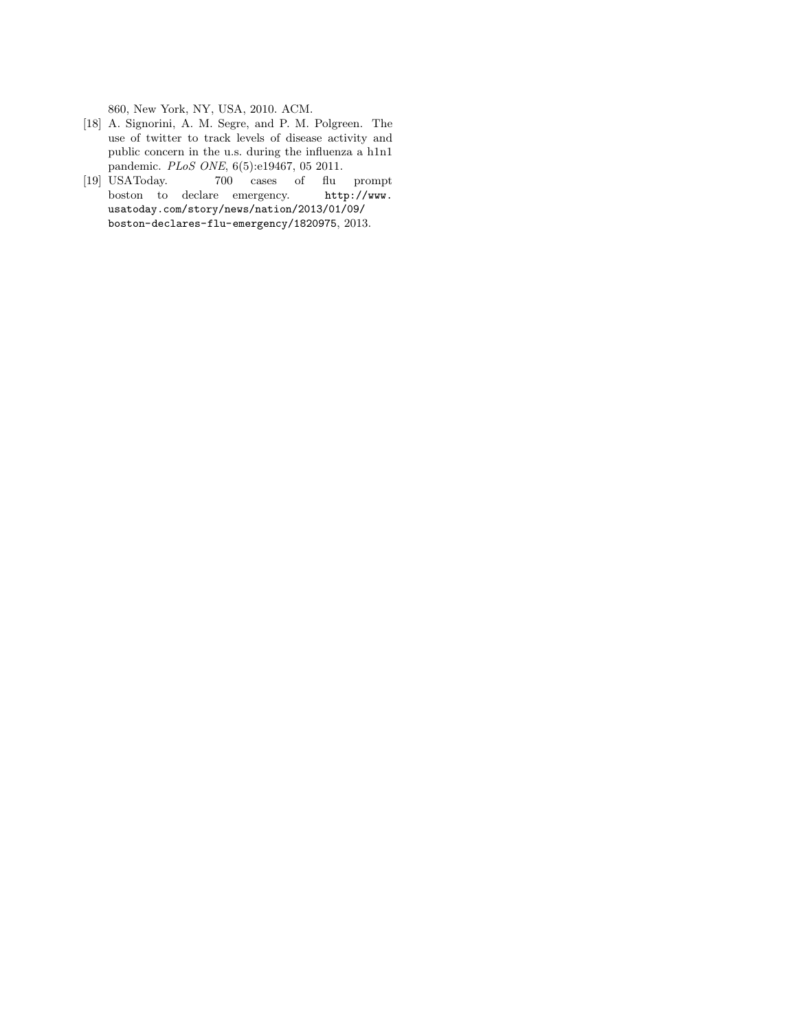860, New York, NY, USA, 2010. ACM.

[18] A. Signorini, A. M. Segre, and P. M. Polgreen. The use of twitter to track levels of disease activity and public concern in the u.s. during the influenza a h1n1 pandemic. *PLoS ONE*, 6(5):e19467, 05 2011.

[19] USAToday. 700 cases of flu prompt boston to declare emergency. http://www.usatoday.com/story/news/nation/2013/01/09/boston-declares-flu-emergency/1820975, 2013.